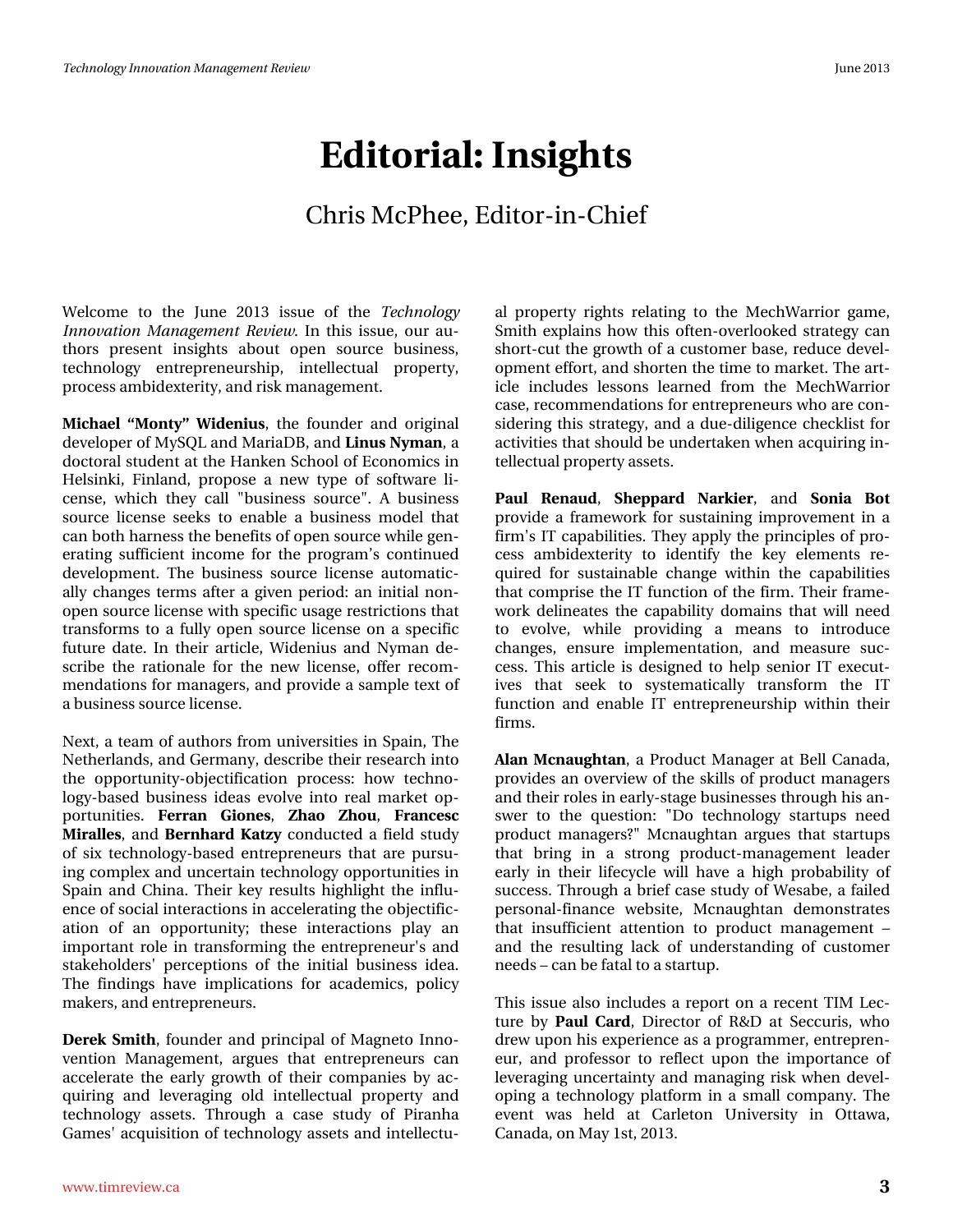# Editorial: Insights

Chris McPhee, Editor-in-Chief

Welcome to the June 2013 issue of the *Technology Innovation Management Review*. In this issue, our authors present insights about open source business, technology entrepreneurship, intellectual property, process ambidexterity, and risk management.

**Michael "Monty" Widenius**, the founder and original developer of MySQL and MariaDB, and **Linus Nyman**, a doctoral student at the Hanken School of Economics in Helsinki, Finland, propose a new type of software license, which they call "business source". A business source license seeks to enable a business model that can both harness the benefits of open source while generating sufficient income for the program's continued development. The business source license automatically changes terms after a given period: an initial non-open source license with specific usage restrictions that transforms to a fully open source license on a specific future date. In their article, Widenius and Nyman describe the rationale for the new license, offer recommendations for managers, and provide a sample text of a business source license.

Next, a team of authors from universities in Spain, The Netherlands, and Germany, describe their research into the opportunity-objectification process: how technology-based business ideas evolve into real market opportunities. **Ferran Giones**, **Zhao Zhou**, **Francesc Miralles**, and **Bernhard Katzy** conducted a field study of six technology-based entrepreneurs that are pursuing complex and uncertain technology opportunities in Spain and China. Their key results highlight the influence of social interactions in accelerating the objectification of an opportunity; these interactions play an important role in transforming the entrepreneur's and stakeholders' perceptions of the initial business idea. The findings have implications for academics, policy makers, and entrepreneurs.

**Derek Smith**, founder and principal of Magneto Innovention Management, argues that entrepreneurs can accelerate the early growth of their companies by acquiring and leveraging old intellectual property and technology assets. Through a case study of Piranha Games' acquisition of technology assets and intellectual property rights relating to the MechWarrior game, Smith explains how this often-overlooked strategy can short-cut the growth of a customer base, reduce development effort, and shorten the time to market. The article includes lessons learned from the MechWarrior case, recommendations for entrepreneurs who are considering this strategy, and a due-diligence checklist for activities that should be undertaken when acquiring intellectual property assets.

**Paul Renaud**, **Sheppard Narkier**, and **Sonia Bot** provide a framework for sustaining improvement in a firm's IT capabilities. They apply the principles of process ambidexterity to identify the key elements required for sustainable change within the capabilities that comprise the IT function of the firm. Their framework delineates the capability domains that will need to evolve, while providing a means to introduce changes, ensure implementation, and measure success. This article is designed to help senior IT executives that seek to systematically transform the IT function and enable IT entrepreneurship within their firms.

**Alan Mcnaughtan**, a Product Manager at Bell Canada, provides an overview of the skills of product managers and their roles in early-stage businesses through his answer to the question: "Do technology startups need product managers?" Mcnaughtan argues that startups that bring in a strong product-management leader early in their lifecycle will have a high probability of success. Through a brief case study of Wesabe, a failed personal-finance website, Mcnaughtan demonstrates that insufficient attention to product management – and the resulting lack of understanding of customer needs – can be fatal to a startup.

This issue also includes a report on a recent TIM Lecture by **Paul Card**, Director of R&D at Seccuris, who drew upon his experience as a programmer, entrepreneur, and professor to reflect upon the importance of leveraging uncertainty and managing risk when developing a technology platform in a small company. The event was held at Carleton University in Ottawa, Canada, on May 1st, 2013.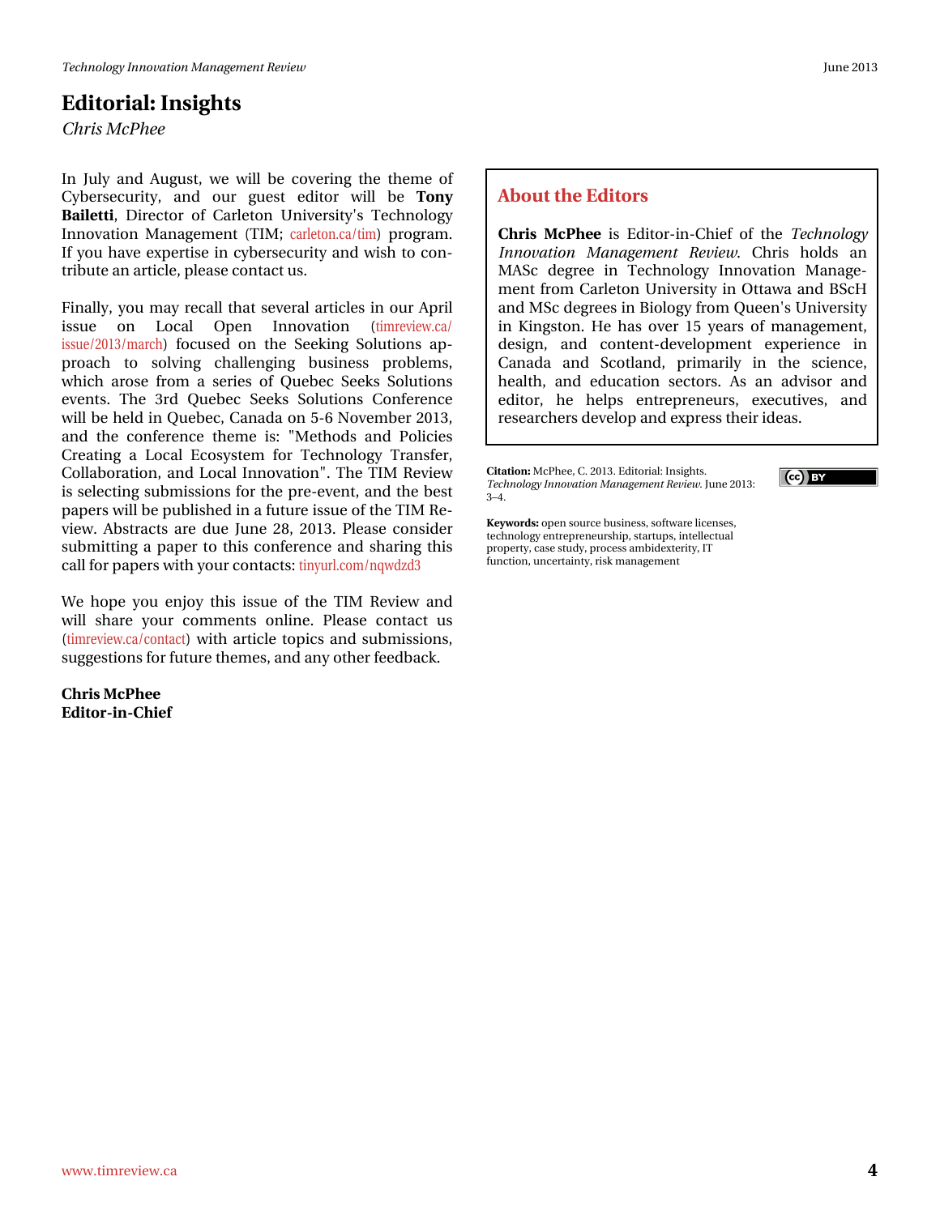In July and August, we will be covering the theme of Cybersecurity, and our guest editor will be **Tony Bailetti**, Director of Carleton University's Technology Innovation Management (TIM; carleton.ca/tim) program. If you have expertise in cybersecurity and wish to contribute an article, please contact us.

Finally, you may recall that several articles in our April issue on Local Open Innovation (timreview.ca/issue/2013/march) focused on the Seeking Solutions approach to solving challenging business problems, which arose from a series of Quebec Seeks Solutions events. The 3rd Quebec Seeks Solutions Conference will be held in Quebec, Canada on 5-6 November 2013, and the conference theme is: "Methods and Policies Creating a Local Ecosystem for Technology Transfer, Collaboration, and Local Innovation". The TIM Review is selecting submissions for the pre-event, and the best papers will be published in a future issue of the TIM Review. Abstracts are due June 28, 2013. Please consider submitting a paper to this conference and sharing this call for papers with your contacts: tinyurl.com/nqwdzd3

We hope you enjoy this issue of the TIM Review and will share your comments online. Please contact us (timreview.ca/contact) with article topics and submissions, suggestions for future themes, and any other feedback.

**Chris McPhee**
**Editor-in-Chief**

## About the Editors

**Chris McPhee** is Editor-in-Chief of the *Technology Innovation Management Review*. Chris holds an MASc degree in Technology Innovation Management from Carleton University in Ottawa and BScH and MSc degrees in Biology from Queen's University in Kingston. He has over 15 years of management, design, and content-development experience in Canada and Scotland, primarily in the science, health, and education sectors. As an advisor and editor, he helps entrepreneurs, executives, and researchers develop and express their ideas.

**Citation:** McPhee, C. 2013. Editorial: Insights. *Technology Innovation Management Review*. June 2013: 3–4.

**Keywords:** open source business, software licenses, technology entrepreneurship, startups, intellectual property, case study, process ambidexterity, IT function, uncertainty, risk management